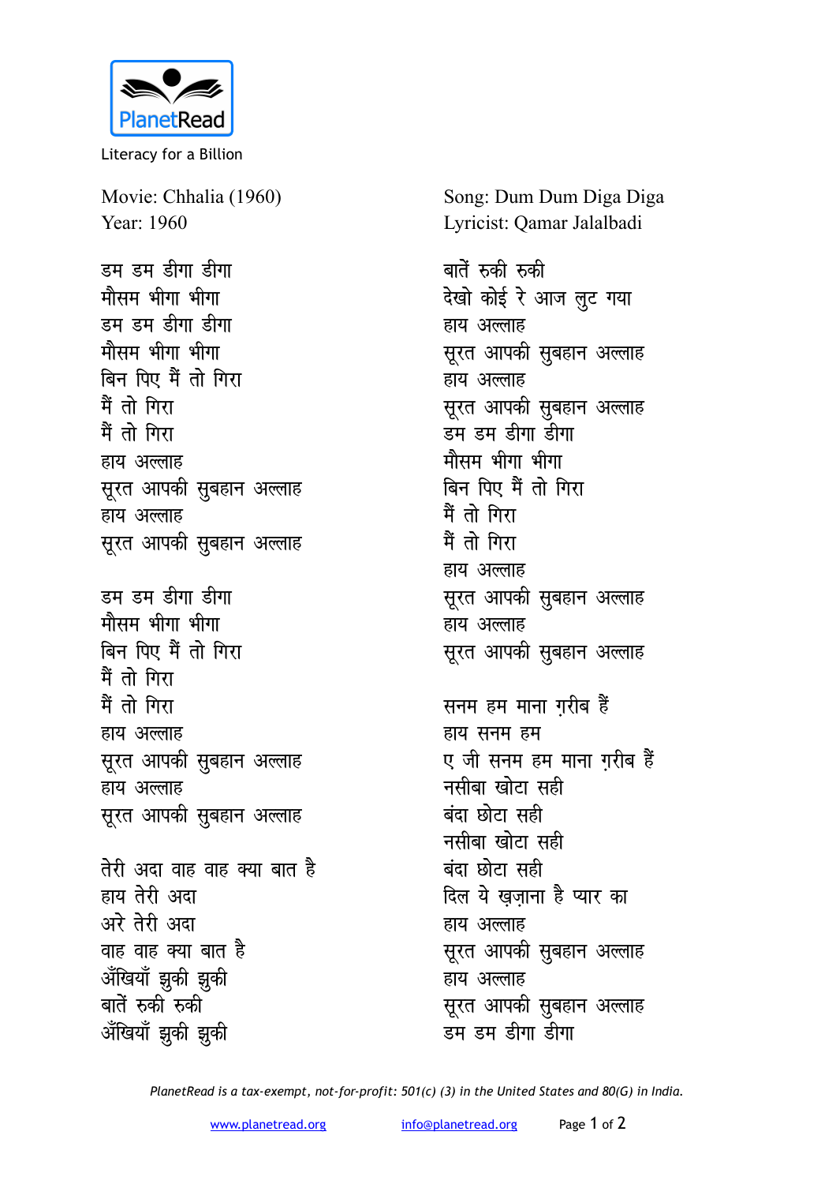PlanetRead

Literacy for a Billion

Movie: Chhalia (1960)
Year: 1960

Song: Dum Dum Diga Diga
Lyricist: Qamar Jalalbadi

डम डम डीगा डीगा
मौसम भीगा भीगा
डम डम डीगा डीगा
मौसम भीगा भीगा
बिन पिए मैं तो गिरा
मैं तो गिरा
मैं तो गिरा
हाय अल्लाह
सूरत आपकी सुबहान अल्लाह
हाय अल्लाह
सूरत आपकी सुबहान अल्लाह

डम डम डीगा डीगा
मौसम भीगा भीगा
बिन पिए मैं तो गिरा
मैं तो गिरा
मैं तो गिरा
हाय अल्लाह
सूरत आपकी सुबहान अल्लाह
हाय अल्लाह
सूरत आपकी सुबहान अल्लाह

तेरी अदा वाह वाह क्या बात है
हाय तेरी अदा
अरे तेरी अदा
वाह वाह क्या बात है
अँखियाँ झुकी झुकी
बातें रुकी रुकी
अँखियाँ झुकी झुकी
बातें रुकी रुकी
देखो कोई रे आज लुट गया
हाय अल्लाह
सूरत आपकी सुबहान अल्लाह
हाय अल्लाह
सूरत आपकी सुबहान अल्लाह
डम डम डीगा डीगा
मौसम भीगा भीगा
बिन पिए मैं तो गिरा
मैं तो गिरा
मैं तो गिरा
हाय अल्लाह
सूरत आपकी सुबहान अल्लाह
हाय अल्लाह
सूरत आपकी सुबहान अल्लाह

सनम हम माना ग़रीब हैं
हाय सनम हम
ए जी सनम हम माना ग़रीब हैं
नसीबा खोटा सही
बंदा छोटा सही
नसीबा खोटा सही
बंदा छोटा सही
दिल ये ख़ज़ाना है प्यार का
हाय अल्लाह
सूरत आपकी सुबहान अल्लाह
हाय अल्लाह
सूरत आपकी सुबहान अल्लाह
डम डम डीगा डीगा

*PlanetRead is a tax-exempt, not-for-profit: 501(c) (3) in the United States and 80(G) in India.*

www.planetread.org info@planetread.org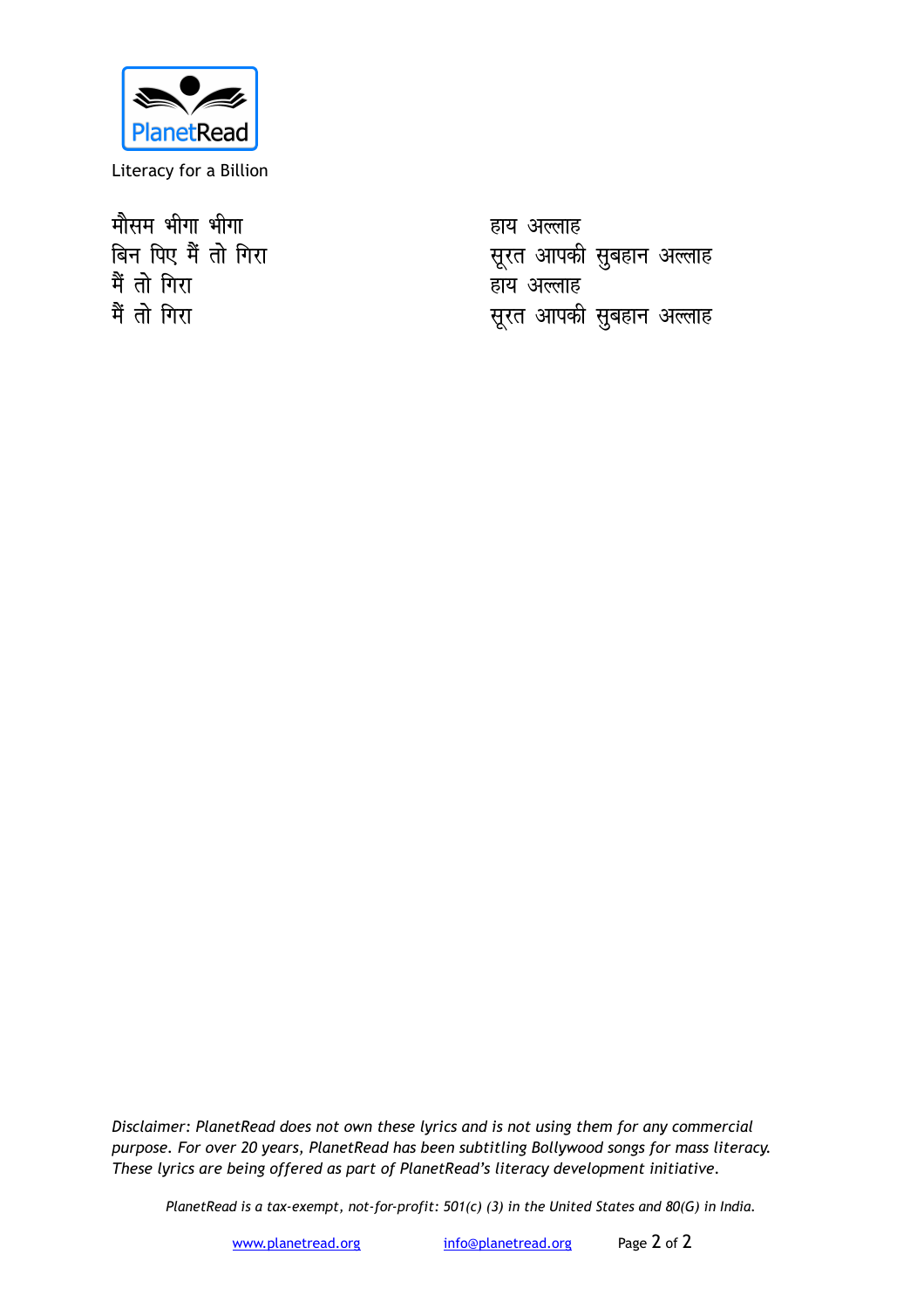Literacy for a Billion

मौसम भीगा भीगा
बिन पिए मैं तो गिरा
मैं तो गिरा
मैं तो गिरा

हाय अल्लाह
सूरत आपकी सुबहान अल्लाह
हाय अल्लाह
सूरत आपकी सुबहान अल्लाह

*Disclaimer: PlanetRead does not own these lyrics and is not using them for any commercial purpose. For over 20 years, PlanetRead has been subtitling Bollywood songs for mass literacy. These lyrics are being offered as part of PlanetRead's literacy development initiative.*

*PlanetRead is a tax-exempt, not-for-profit: 501(c) (3) in the United States and 80(G) in India.*

www.planetread.org    info@planetread.org